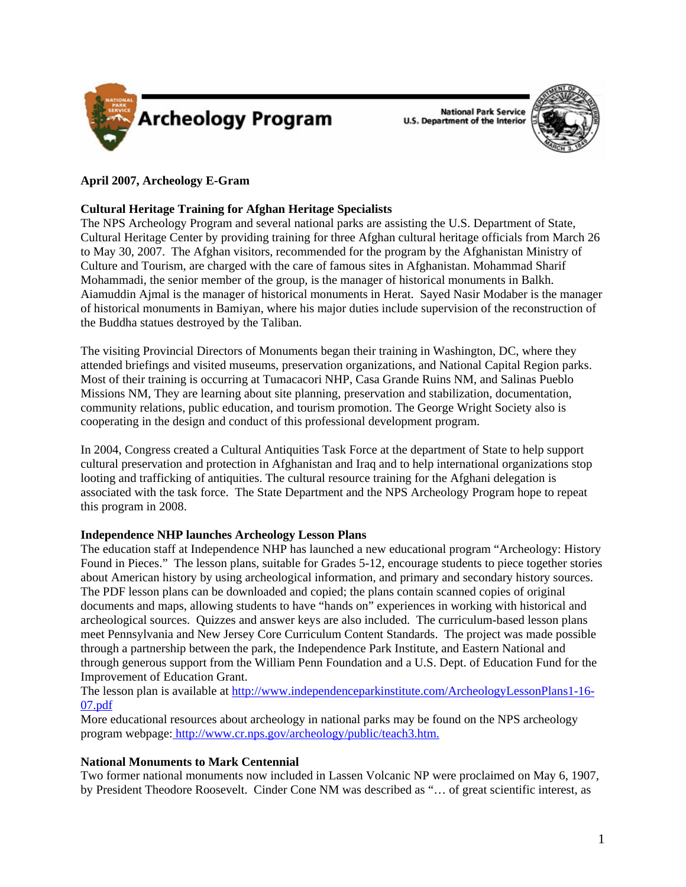# Archeology Program

National Park Service
U.S. Department of the Interior

**April 2007, Archeology E-Gram**

**Cultural Heritage Training for Afghan Heritage Specialists**

The NPS Archeology Program and several national parks are assisting the U.S. Department of State, Cultural Heritage Center by providing training for three Afghan cultural heritage officials from March 26 to May 30, 2007. The Afghan visitors, recommended for the program by the Afghanistan Ministry of Culture and Tourism, are charged with the care of famous sites in Afghanistan. Mohammad Sharif Mohammadi, the senior member of the group, is the manager of historical monuments in Balkh. Aiamuddin Ajmal is the manager of historical monuments in Herat. Sayed Nasir Modaber is the manager of historical monuments in Bamiyan, where his major duties include supervision of the reconstruction of the Buddha statues destroyed by the Taliban.

The visiting Provincial Directors of Monuments began their training in Washington, DC, where they attended briefings and visited museums, preservation organizations, and National Capital Region parks. Most of their training is occurring at Tumacacori NHP, Casa Grande Ruins NM, and Salinas Pueblo Missions NM, They are learning about site planning, preservation and stabilization, documentation, community relations, public education, and tourism promotion. The George Wright Society also is cooperating in the design and conduct of this professional development program.

In 2004, Congress created a Cultural Antiquities Task Force at the department of State to help support cultural preservation and protection in Afghanistan and Iraq and to help international organizations stop looting and trafficking of antiquities. The cultural resource training for the Afghani delegation is associated with the task force. The State Department and the NPS Archeology Program hope to repeat this program in 2008.

**Independence NHP launches Archeology Lesson Plans**

The education staff at Independence NHP has launched a new educational program "Archeology: History Found in Pieces." The lesson plans, suitable for Grades 5-12, encourage students to piece together stories about American history by using archeological information, and primary and secondary history sources. The PDF lesson plans can be downloaded and copied; the plans contain scanned copies of original documents and maps, allowing students to have "hands on" experiences in working with historical and archeological sources. Quizzes and answer keys are also included. The curriculum-based lesson plans meet Pennsylvania and New Jersey Core Curriculum Content Standards. The project was made possible through a partnership between the park, the Independence Park Institute, and Eastern National and through generous support from the William Penn Foundation and a U.S. Dept. of Education Fund for the Improvement of Education Grant.

The lesson plan is available at http://www.independenceparkinstitute.com/ArcheologyLessonPlans1-16-07.pdf

More educational resources about archeology in national parks may be found on the NPS archeology program webpage: http://www.cr.nps.gov/archeology/public/teach3.htm.

**National Monuments to Mark Centennial**

Two former national monuments now included in Lassen Volcanic NP were proclaimed on May 6, 1907, by President Theodore Roosevelt. Cinder Cone NM was described as "… of great scientific interest, as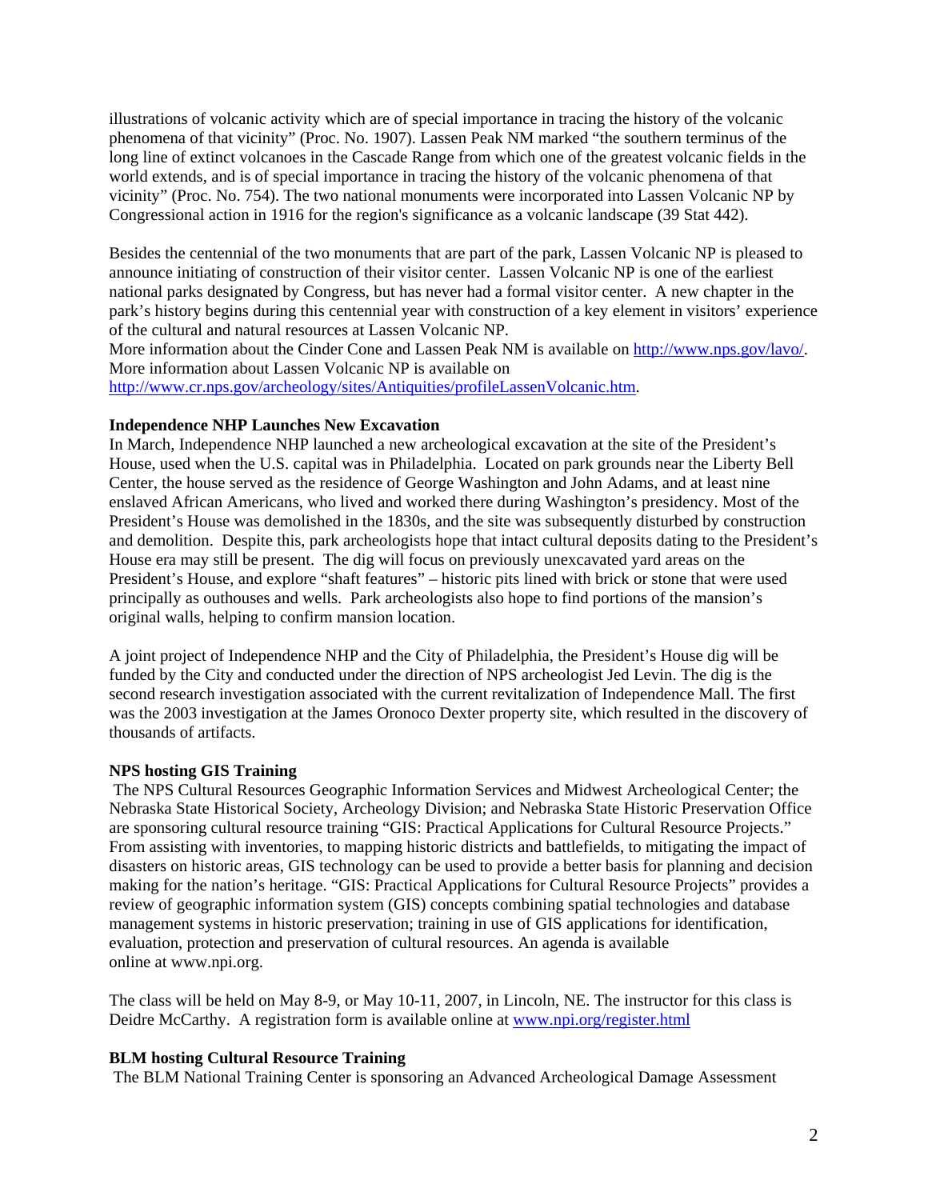illustrations of volcanic activity which are of special importance in tracing the history of the volcanic phenomena of that vicinity" (Proc. No. 1907). Lassen Peak NM marked "the southern terminus of the long line of extinct volcanoes in the Cascade Range from which one of the greatest volcanic fields in the world extends, and is of special importance in tracing the history of the volcanic phenomena of that vicinity" (Proc. No. 754). The two national monuments were incorporated into Lassen Volcanic NP by Congressional action in 1916 for the region's significance as a volcanic landscape (39 Stat 442).

Besides the centennial of the two monuments that are part of the park, Lassen Volcanic NP is pleased to announce initiating of construction of their visitor center. Lassen Volcanic NP is one of the earliest national parks designated by Congress, but has never had a formal visitor center. A new chapter in the park's history begins during this centennial year with construction of a key element in visitors' experience of the cultural and natural resources at Lassen Volcanic NP.
More information about the Cinder Cone and Lassen Peak NM is available on [http://www.nps.gov/lavo/](http://www.nps.gov/lavo/).
More information about Lassen Volcanic NP is available on
[http://www.cr.nps.gov/archeology/sites/Antiquities/profileLassenVolcanic.htm](http://www.cr.nps.gov/archeology/sites/Antiquities/profileLassenVolcanic.htm).

**Independence NHP Launches New Excavation**
In March, Independence NHP launched a new archeological excavation at the site of the President's House, used when the U.S. capital was in Philadelphia. Located on park grounds near the Liberty Bell Center, the house served as the residence of George Washington and John Adams, and at least nine enslaved African Americans, who lived and worked there during Washington's presidency. Most of the President's House was demolished in the 1830s, and the site was subsequently disturbed by construction and demolition. Despite this, park archeologists hope that intact cultural deposits dating to the President's House era may still be present. The dig will focus on previously unexcavated yard areas on the President's House, and explore "shaft features" – historic pits lined with brick or stone that were used principally as outhouses and wells. Park archeologists also hope to find portions of the mansion's original walls, helping to confirm mansion location.

A joint project of Independence NHP and the City of Philadelphia, the President's House dig will be funded by the City and conducted under the direction of NPS archeologist Jed Levin. The dig is the second research investigation associated with the current revitalization of Independence Mall. The first was the 2003 investigation at the James Oronoco Dexter property site, which resulted in the discovery of thousands of artifacts.

**NPS hosting GIS Training**
The NPS Cultural Resources Geographic Information Services and Midwest Archeological Center; the Nebraska State Historical Society, Archeology Division; and Nebraska State Historic Preservation Office are sponsoring cultural resource training "GIS: Practical Applications for Cultural Resource Projects." From assisting with inventories, to mapping historic districts and battlefields, to mitigating the impact of disasters on historic areas, GIS technology can be used to provide a better basis for planning and decision making for the nation's heritage. "GIS: Practical Applications for Cultural Resource Projects" provides a review of geographic information system (GIS) concepts combining spatial technologies and database management systems in historic preservation; training in use of GIS applications for identification, evaluation, protection and preservation of cultural resources. An agenda is available online at www.npi.org.

The class will be held on May 8-9, or May 10-11, 2007, in Lincoln, NE. The instructor for this class is Deidre McCarthy. A registration form is available online at [www.npi.org/register.html](www.npi.org/register.html)

**BLM hosting Cultural Resource Training**
The BLM National Training Center is sponsoring an Advanced Archeological Damage Assessment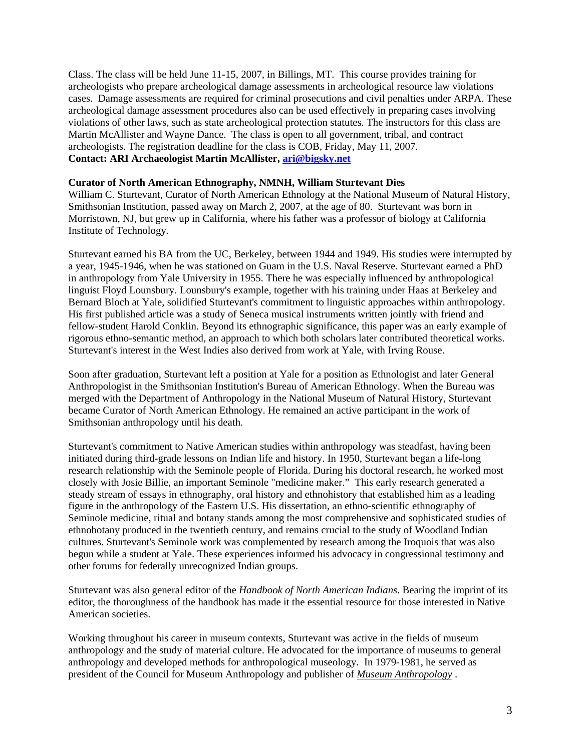Class. The class will be held June 11-15, 2007, in Billings, MT. This course provides training for archeologists who prepare archeological damage assessments in archeological resource law violations cases. Damage assessments are required for criminal prosecutions and civil penalties under ARPA. These archeological damage assessment procedures also can be used effectively in preparing cases involving violations of other laws, such as state archeological protection statutes. The instructors for this class are Martin McAllister and Wayne Dance. The class is open to all government, tribal, and contract archeologists. The registration deadline for the class is COB, Friday, May 11, 2007.
**Contact: ARI Archaeologist Martin McAllister, ari@bigsky.net**

**Curator of North American Ethnography, NMNH, William Sturtevant Dies**
William C. Sturtevant, Curator of North American Ethnology at the National Museum of Natural History, Smithsonian Institution, passed away on March 2, 2007, at the age of 80. Sturtevant was born in Morristown, NJ, but grew up in California, where his father was a professor of biology at California Institute of Technology.

Sturtevant earned his BA from the UC, Berkeley, between 1944 and 1949. His studies were interrupted by a year, 1945-1946, when he was stationed on Guam in the U.S. Naval Reserve. Sturtevant earned a PhD in anthropology from Yale University in 1955. There he was especially influenced by anthropological linguist Floyd Lounsbury. Lounsbury's example, together with his training under Haas at Berkeley and Bernard Bloch at Yale, solidified Sturtevant's commitment to linguistic approaches within anthropology. His first published article was a study of Seneca musical instruments written jointly with friend and fellow-student Harold Conklin. Beyond its ethnographic significance, this paper was an early example of rigorous ethno-semantic method, an approach to which both scholars later contributed theoretical works. Sturtevant's interest in the West Indies also derived from work at Yale, with Irving Rouse.

Soon after graduation, Sturtevant left a position at Yale for a position as Ethnologist and later General Anthropologist in the Smithsonian Institution's Bureau of American Ethnology. When the Bureau was merged with the Department of Anthropology in the National Museum of Natural History, Sturtevant became Curator of North American Ethnology. He remained an active participant in the work of Smithsonian anthropology until his death.

Sturtevant's commitment to Native American studies within anthropology was steadfast, having been initiated during third-grade lessons on Indian life and history. In 1950, Sturtevant began a life-long research relationship with the Seminole people of Florida. During his doctoral research, he worked most closely with Josie Billie, an important Seminole "medicine maker." This early research generated a steady stream of essays in ethnography, oral history and ethnohistory that established him as a leading figure in the anthropology of the Eastern U.S. His dissertation, an ethno-scientific ethnography of Seminole medicine, ritual and botany stands among the most comprehensive and sophisticated studies of ethnobotany produced in the twentieth century, and remains crucial to the study of Woodland Indian cultures. Sturtevant's Seminole work was complemented by research among the Iroquois that was also begun while a student at Yale. These experiences informed his advocacy in congressional testimony and other forums for federally unrecognized Indian groups.

Sturtevant was also general editor of the *Handbook of North American Indians*. Bearing the imprint of its editor, the thoroughness of the handbook has made it the essential resource for those interested in Native American societies.

Working throughout his career in museum contexts, Sturtevant was active in the fields of museum anthropology and the study of material culture. He advocated for the importance of museums to general anthropology and developed methods for anthropological museology. In 1979-1981, he served as president of the Council for Museum Anthropology and publisher of *Museum Anthropology* .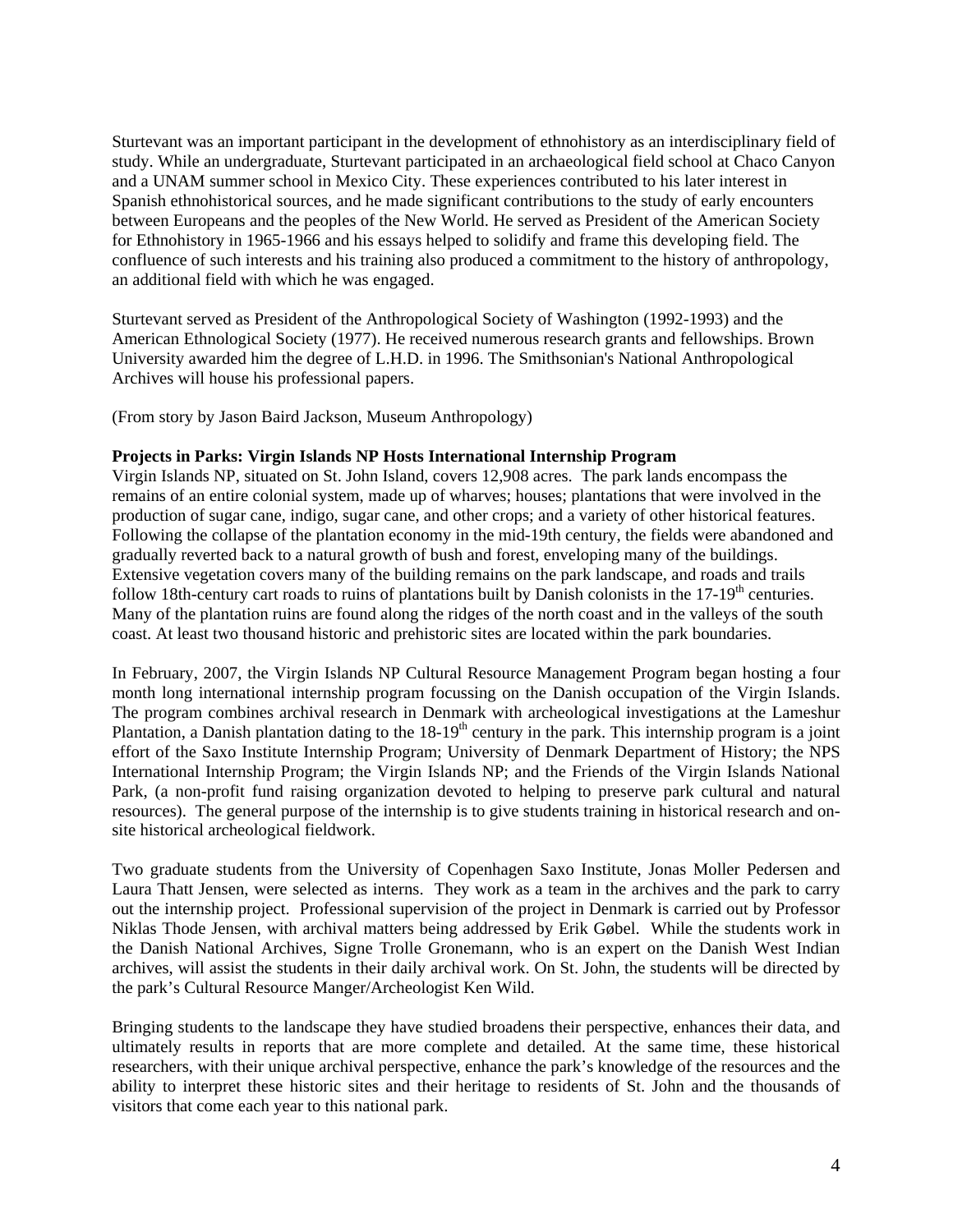Sturtevant was an important participant in the development of ethnohistory as an interdisciplinary field of study. While an undergraduate, Sturtevant participated in an archaeological field school at Chaco Canyon and a UNAM summer school in Mexico City. These experiences contributed to his later interest in Spanish ethnohistorical sources, and he made significant contributions to the study of early encounters between Europeans and the peoples of the New World. He served as President of the American Society for Ethnohistory in 1965-1966 and his essays helped to solidify and frame this developing field. The confluence of such interests and his training also produced a commitment to the history of anthropology, an additional field with which he was engaged.

Sturtevant served as President of the Anthropological Society of Washington (1992-1993) and the American Ethnological Society (1977). He received numerous research grants and fellowships. Brown University awarded him the degree of L.H.D. in 1996. The Smithsonian's National Anthropological Archives will house his professional papers.

(From story by Jason Baird Jackson, Museum Anthropology)

**Projects in Parks: Virgin Islands NP Hosts International Internship Program**

Virgin Islands NP, situated on St. John Island, covers 12,908 acres. The park lands encompass the remains of an entire colonial system, made up of wharves; houses; plantations that were involved in the production of sugar cane, indigo, sugar cane, and other crops; and a variety of other historical features. Following the collapse of the plantation economy in the mid-19th century, the fields were abandoned and gradually reverted back to a natural growth of bush and forest, enveloping many of the buildings. Extensive vegetation covers many of the building remains on the park landscape, and roads and trails follow 18th-century cart roads to ruins of plantations built by Danish colonists in the 17-19th centuries. Many of the plantation ruins are found along the ridges of the north coast and in the valleys of the south coast. At least two thousand historic and prehistoric sites are located within the park boundaries.

In February, 2007, the Virgin Islands NP Cultural Resource Management Program began hosting a four month long international internship program focussing on the Danish occupation of the Virgin Islands. The program combines archival research in Denmark with archeological investigations at the Lameshur Plantation, a Danish plantation dating to the 18-19th century in the park. This internship program is a joint effort of the Saxo Institute Internship Program; University of Denmark Department of History; the NPS International Internship Program; the Virgin Islands NP; and the Friends of the Virgin Islands National Park, (a non-profit fund raising organization devoted to helping to preserve park cultural and natural resources). The general purpose of the internship is to give students training in historical research and on-site historical archeological fieldwork.

Two graduate students from the University of Copenhagen Saxo Institute, Jonas Moller Pedersen and Laura Thatt Jensen, were selected as interns. They work as a team in the archives and the park to carry out the internship project. Professional supervision of the project in Denmark is carried out by Professor Niklas Thode Jensen, with archival matters being addressed by Erik Gøbel. While the students work in the Danish National Archives, Signe Trolle Gronemann, who is an expert on the Danish West Indian archives, will assist the students in their daily archival work. On St. John, the students will be directed by the park's Cultural Resource Manger/Archeologist Ken Wild.

Bringing students to the landscape they have studied broadens their perspective, enhances their data, and ultimately results in reports that are more complete and detailed. At the same time, these historical researchers, with their unique archival perspective, enhance the park's knowledge of the resources and the ability to interpret these historic sites and their heritage to residents of St. John and the thousands of visitors that come each year to this national park.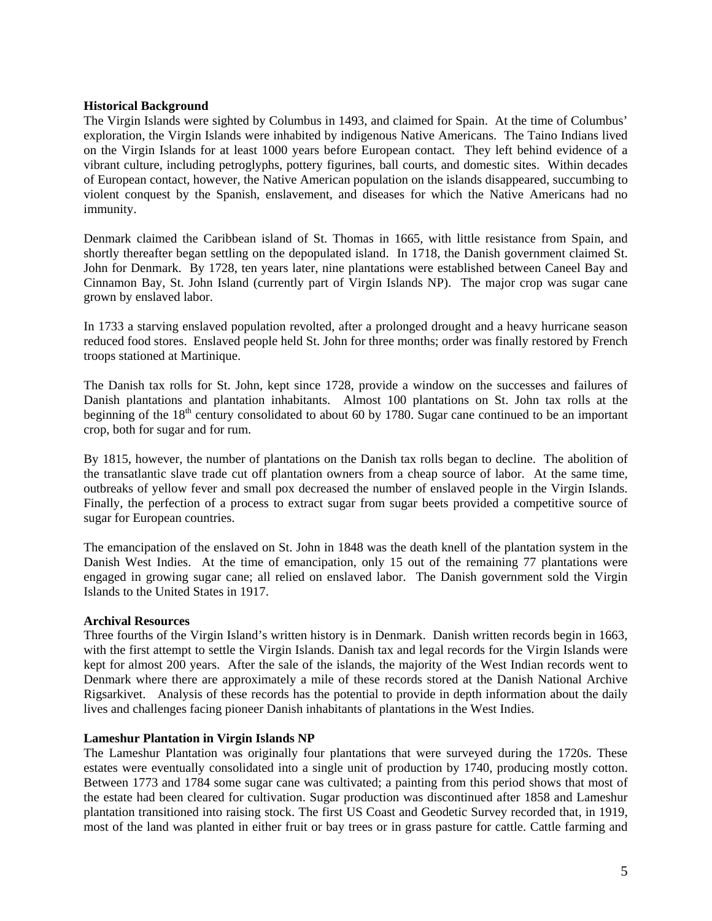**Historical Background**

The Virgin Islands were sighted by Columbus in 1493, and claimed for Spain. At the time of Columbus' exploration, the Virgin Islands were inhabited by indigenous Native Americans. The Taino Indians lived on the Virgin Islands for at least 1000 years before European contact. They left behind evidence of a vibrant culture, including petroglyphs, pottery figurines, ball courts, and domestic sites. Within decades of European contact, however, the Native American population on the islands disappeared, succumbing to violent conquest by the Spanish, enslavement, and diseases for which the Native Americans had no immunity.

Denmark claimed the Caribbean island of St. Thomas in 1665, with little resistance from Spain, and shortly thereafter began settling on the depopulated island. In 1718, the Danish government claimed St. John for Denmark. By 1728, ten years later, nine plantations were established between Caneel Bay and Cinnamon Bay, St. John Island (currently part of Virgin Islands NP). The major crop was sugar cane grown by enslaved labor.

In 1733 a starving enslaved population revolted, after a prolonged drought and a heavy hurricane season reduced food stores. Enslaved people held St. John for three months; order was finally restored by French troops stationed at Martinique.

The Danish tax rolls for St. John, kept since 1728, provide a window on the successes and failures of Danish plantations and plantation inhabitants. Almost 100 plantations on St. John tax rolls at the beginning of the 18th century consolidated to about 60 by 1780. Sugar cane continued to be an important crop, both for sugar and for rum.

By 1815, however, the number of plantations on the Danish tax rolls began to decline. The abolition of the transatlantic slave trade cut off plantation owners from a cheap source of labor. At the same time, outbreaks of yellow fever and small pox decreased the number of enslaved people in the Virgin Islands. Finally, the perfection of a process to extract sugar from sugar beets provided a competitive source of sugar for European countries.

The emancipation of the enslaved on St. John in 1848 was the death knell of the plantation system in the Danish West Indies. At the time of emancipation, only 15 out of the remaining 77 plantations were engaged in growing sugar cane; all relied on enslaved labor. The Danish government sold the Virgin Islands to the United States in 1917.

**Archival Resources**

Three fourths of the Virgin Island's written history is in Denmark. Danish written records begin in 1663, with the first attempt to settle the Virgin Islands. Danish tax and legal records for the Virgin Islands were kept for almost 200 years. After the sale of the islands, the majority of the West Indian records went to Denmark where there are approximately a mile of these records stored at the Danish National Archive Rigsarkivet. Analysis of these records has the potential to provide in depth information about the daily lives and challenges facing pioneer Danish inhabitants of plantations in the West Indies.

**Lameshur Plantation in Virgin Islands NP**

The Lameshur Plantation was originally four plantations that were surveyed during the 1720s. These estates were eventually consolidated into a single unit of production by 1740, producing mostly cotton. Between 1773 and 1784 some sugar cane was cultivated; a painting from this period shows that most of the estate had been cleared for cultivation. Sugar production was discontinued after 1858 and Lameshur plantation transitioned into raising stock. The first US Coast and Geodetic Survey recorded that, in 1919, most of the land was planted in either fruit or bay trees or in grass pasture for cattle. Cattle farming and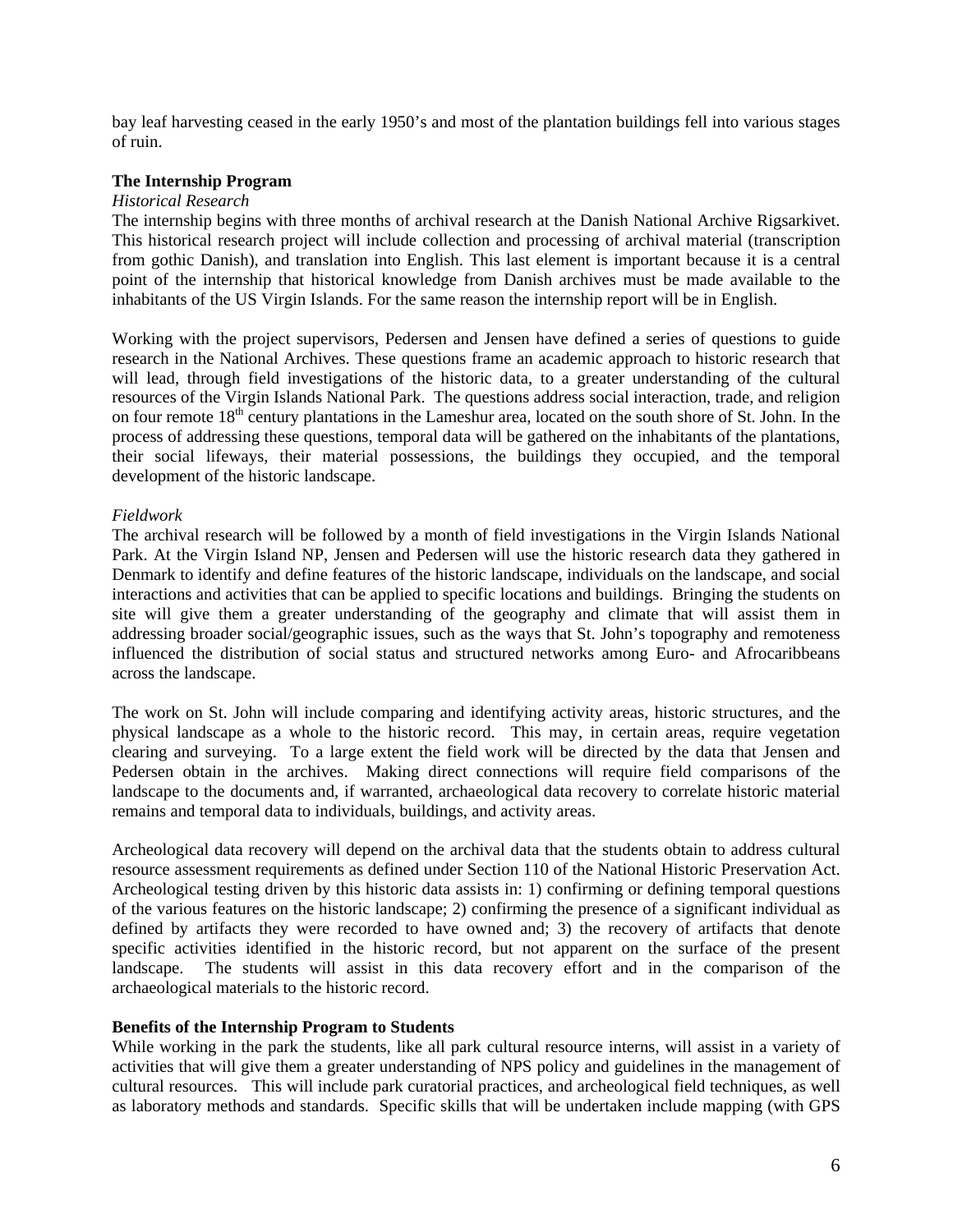bay leaf harvesting ceased in the early 1950's and most of the plantation buildings fell into various stages of ruin.

**The Internship Program**

*Historical Research*

The internship begins with three months of archival research at the Danish National Archive Rigsarkivet. This historical research project will include collection and processing of archival material (transcription from gothic Danish), and translation into English. This last element is important because it is a central point of the internship that historical knowledge from Danish archives must be made available to the inhabitants of the US Virgin Islands. For the same reason the internship report will be in English.

Working with the project supervisors, Pedersen and Jensen have defined a series of questions to guide research in the National Archives. These questions frame an academic approach to historic research that will lead, through field investigations of the historic data, to a greater understanding of the cultural resources of the Virgin Islands National Park. The questions address social interaction, trade, and religion on four remote 18th century plantations in the Lameshur area, located on the south shore of St. John. In the process of addressing these questions, temporal data will be gathered on the inhabitants of the plantations, their social lifeways, their material possessions, the buildings they occupied, and the temporal development of the historic landscape.

*Fieldwork*

The archival research will be followed by a month of field investigations in the Virgin Islands National Park. At the Virgin Island NP, Jensen and Pedersen will use the historic research data they gathered in Denmark to identify and define features of the historic landscape, individuals on the landscape, and social interactions and activities that can be applied to specific locations and buildings. Bringing the students on site will give them a greater understanding of the geography and climate that will assist them in addressing broader social/geographic issues, such as the ways that St. John's topography and remoteness influenced the distribution of social status and structured networks among Euro- and Afrocaribbeans across the landscape.

The work on St. John will include comparing and identifying activity areas, historic structures, and the physical landscape as a whole to the historic record. This may, in certain areas, require vegetation clearing and surveying. To a large extent the field work will be directed by the data that Jensen and Pedersen obtain in the archives. Making direct connections will require field comparisons of the landscape to the documents and, if warranted, archaeological data recovery to correlate historic material remains and temporal data to individuals, buildings, and activity areas.

Archeological data recovery will depend on the archival data that the students obtain to address cultural resource assessment requirements as defined under Section 110 of the National Historic Preservation Act. Archeological testing driven by this historic data assists in: 1) confirming or defining temporal questions of the various features on the historic landscape; 2) confirming the presence of a significant individual as defined by artifacts they were recorded to have owned and; 3) the recovery of artifacts that denote specific activities identified in the historic record, but not apparent on the surface of the present landscape. The students will assist in this data recovery effort and in the comparison of the archaeological materials to the historic record.

**Benefits of the Internship Program to Students**

While working in the park the students, like all park cultural resource interns, will assist in a variety of activities that will give them a greater understanding of NPS policy and guidelines in the management of cultural resources. This will include park curatorial practices, and archeological field techniques, as well as laboratory methods and standards. Specific skills that will be undertaken include mapping (with GPS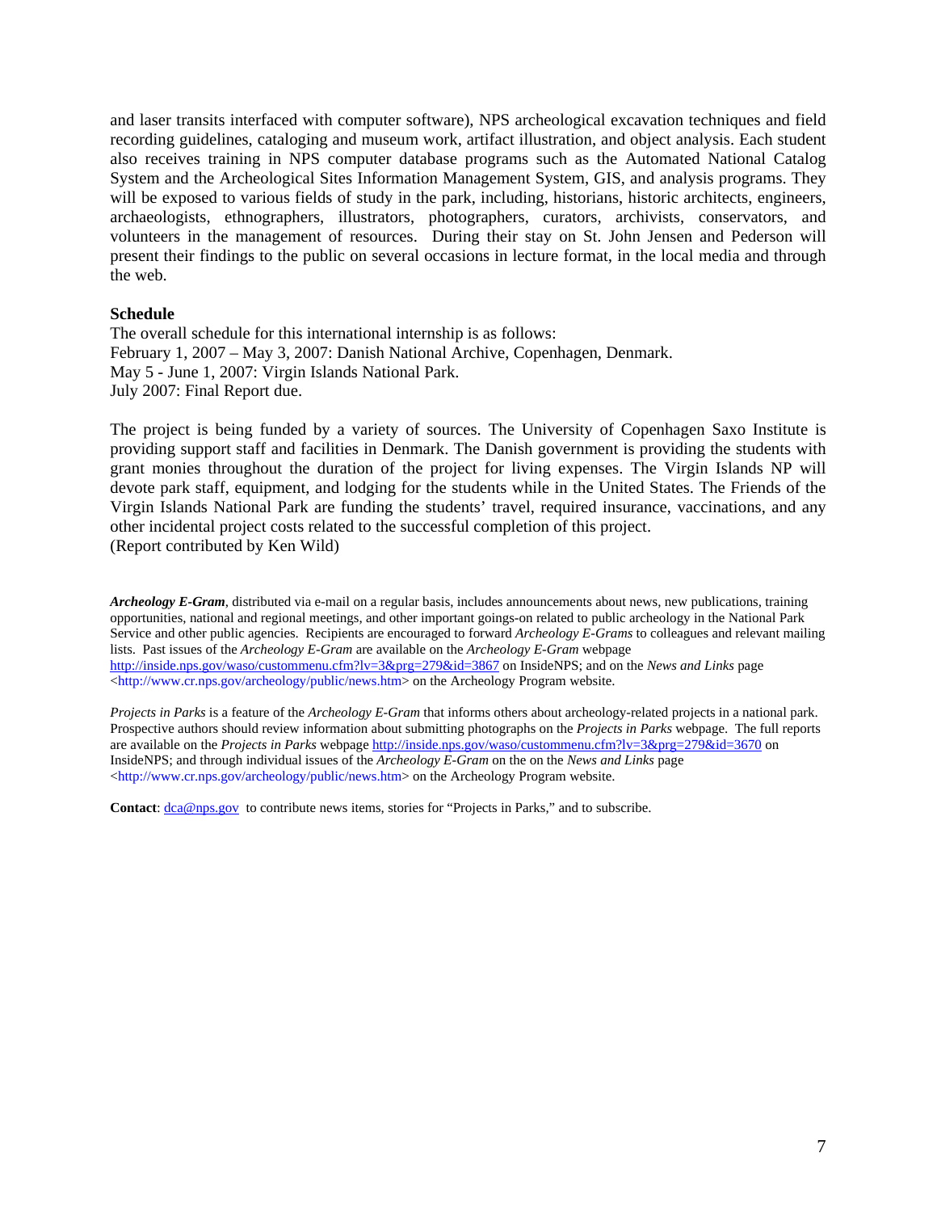and laser transits interfaced with computer software), NPS archeological excavation techniques and field recording guidelines, cataloging and museum work, artifact illustration, and object analysis. Each student also receives training in NPS computer database programs such as the Automated National Catalog System and the Archeological Sites Information Management System, GIS, and analysis programs. They will be exposed to various fields of study in the park, including, historians, historic architects, engineers, archaeologists, ethnographers, illustrators, photographers, curators, archivists, conservators, and volunteers in the management of resources. During their stay on St. John Jensen and Pederson will present their findings to the public on several occasions in lecture format, in the local media and through the web.

**Schedule**

The overall schedule for this international internship is as follows:
February 1, 2007 – May 3, 2007: Danish National Archive, Copenhagen, Denmark.
May 5 - June 1, 2007: Virgin Islands National Park.
July 2007: Final Report due.

The project is being funded by a variety of sources. The University of Copenhagen Saxo Institute is providing support staff and facilities in Denmark. The Danish government is providing the students with grant monies throughout the duration of the project for living expenses. The Virgin Islands NP will devote park staff, equipment, and lodging for the students while in the United States. The Friends of the Virgin Islands National Park are funding the students' travel, required insurance, vaccinations, and any other incidental project costs related to the successful completion of this project.
(Report contributed by Ken Wild)

***Archeology E-Gram***, distributed via e-mail on a regular basis, includes announcements about news, new publications, training opportunities, national and regional meetings, and other important goings-on related to public archeology in the National Park Service and other public agencies. Recipients are encouraged to forward *Archeology E-Grams* to colleagues and relevant mailing lists. Past issues of the *Archeology E-Gram* are available on the *Archeology E-Gram* webpage http://inside.nps.gov/waso/custommenu.cfm?lv=3&prg=279&id=3867 on InsideNPS; and on the *News and Links* page <http://www.cr.nps.gov/archeology/public/news.htm> on the Archeology Program website.

*Projects in Parks* is a feature of the *Archeology E-Gram* that informs others about archeology-related projects in a national park. Prospective authors should review information about submitting photographs on the *Projects in Parks* webpage. The full reports are available on the *Projects in Parks* webpage http://inside.nps.gov/waso/custommenu.cfm?lv=3&prg=279&id=3670 on InsideNPS; and through individual issues of the *Archeology E-Gram* on the on the *News and Links* page <http://www.cr.nps.gov/archeology/public/news.htm> on the Archeology Program website.

**Contact**: dca@nps.gov to contribute news items, stories for "Projects in Parks," and to subscribe.